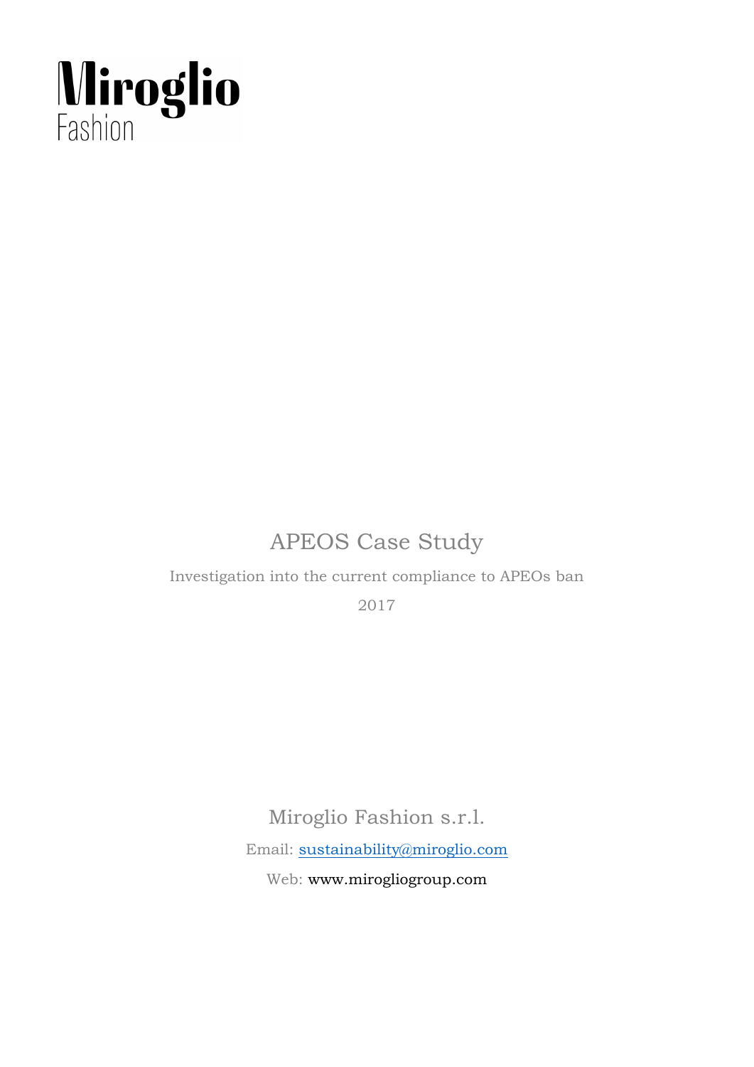Miroglio
Fashion

# APEOS Case Study

Investigation into the current compliance to APEOs ban

2017

Miroglio Fashion s.r.l.

Email: sustainability@miroglio.com

Web: www.mirogliogroup.com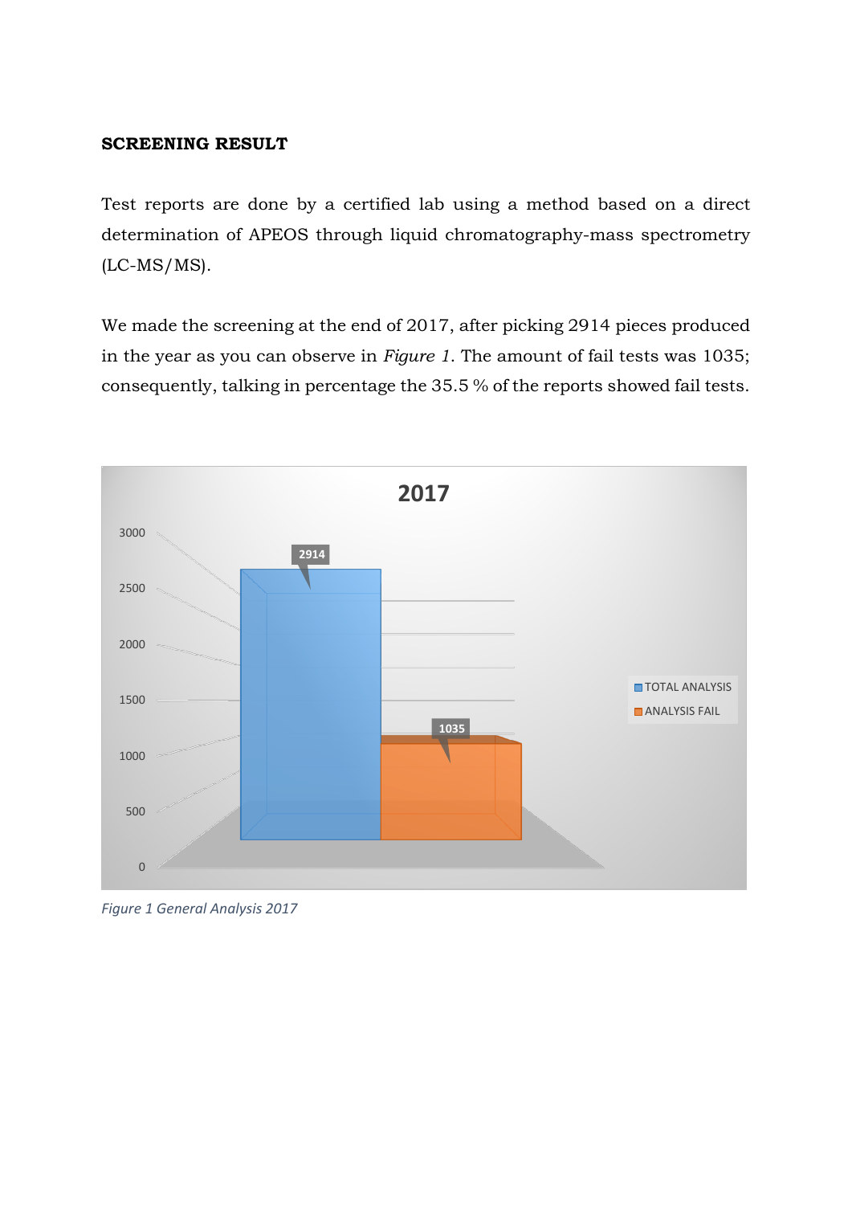**SCREENING RESULT**

Test reports are done by a certified lab using a method based on a direct determination of APEOS through liquid chromatography-mass spectrometry (LC-MS/MS).

We made the screening at the end of 2017, after picking 2914 pieces produced in the year as you can observe in *Figure 1*. The amount of fail tests was 1035; consequently, talking in percentage the 35.5 % of the reports showed fail tests.

*Figure 1 General Analysis 2017*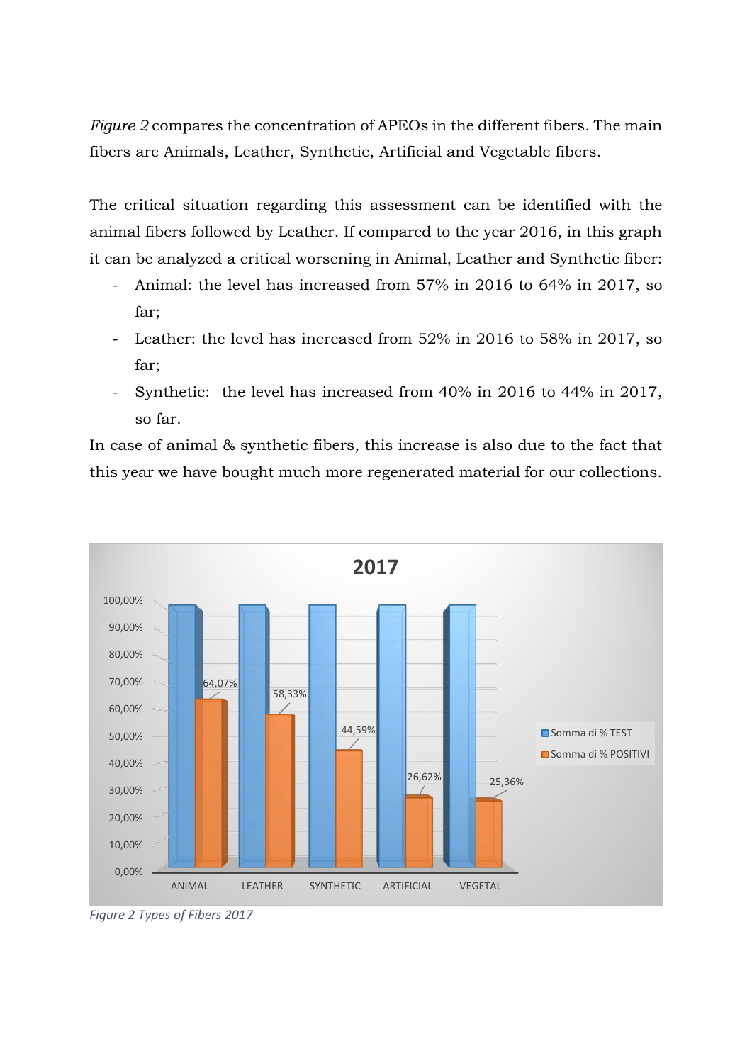*Figure 2* compares the concentration of APEOs in the different fibers. The main fibers are Animals, Leather, Synthetic, Artificial and Vegetable fibers.

The critical situation regarding this assessment can be identified with the animal fibers followed by Leather. If compared to the year 2016, in this graph it can be analyzed a critical worsening in Animal, Leather and Synthetic fiber:

- Animal: the level has increased from 57% in 2016 to 64% in 2017, so far;
- Leather: the level has increased from 52% in 2016 to 58% in 2017, so far;
- Synthetic: the level has increased from 40% in 2016 to 44% in 2017, so far.

In case of animal & synthetic fibers, this increase is also due to the fact that this year we have bought much more regenerated material for our collections.

**2017**

| | ANIMAL | LEATHER | SYNTHETIC | ARTIFICIAL | VEGETAL |
|---|---|---|---|---|---|
| Somma di % POSITIVI | 64,07% | 58,33% | 44,59% | 26,62% | 25,36% |

*Figure 2 Types of Fibers 2017*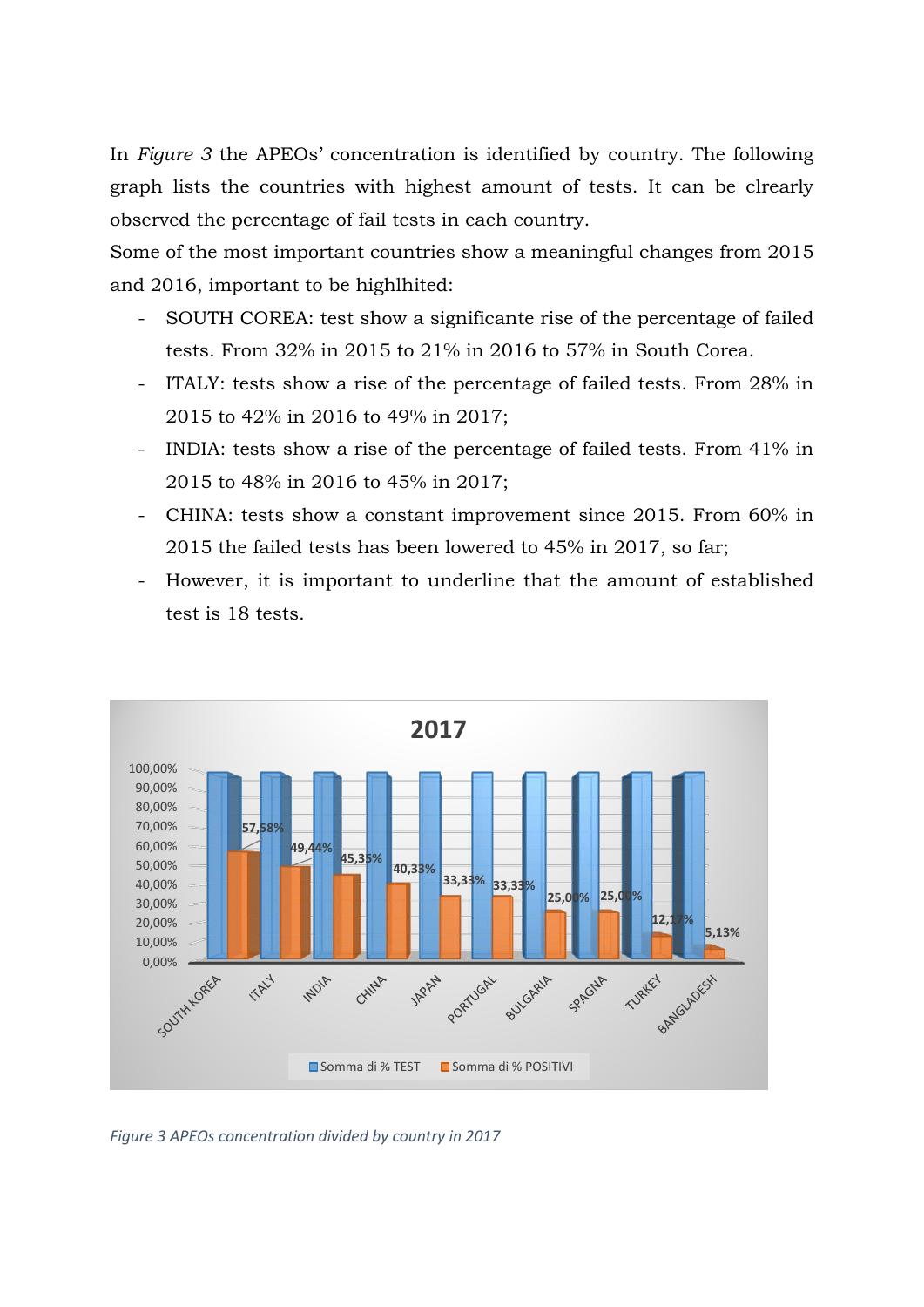In *Figure 3* the APEOs' concentration is identified by country. The following graph lists the countries with highest amount of tests. It can be clrearly observed the percentage of fail tests in each country.

Some of the most important countries show a meaningful changes from 2015 and 2016, important to be highlhited:

- SOUTH COREA: test show a significante rise of the percentage of failed tests. From 32% in 2015 to 21% in 2016 to 57% in South Corea.
- ITALY: tests show a rise of the percentage of failed tests. From 28% in 2015 to 42% in 2016 to 49% in 2017;
- INDIA: tests show a rise of the percentage of failed tests. From 41% in 2015 to 48% in 2016 to 45% in 2017;
- CHINA: tests show a constant improvement since 2015. From 60% in 2015 the failed tests has been lowered to 45% in 2017, so far;
- However, it is important to underline that the amount of established test is 18 tests.

*Figure 3 APEOs concentration divided by country in 2017*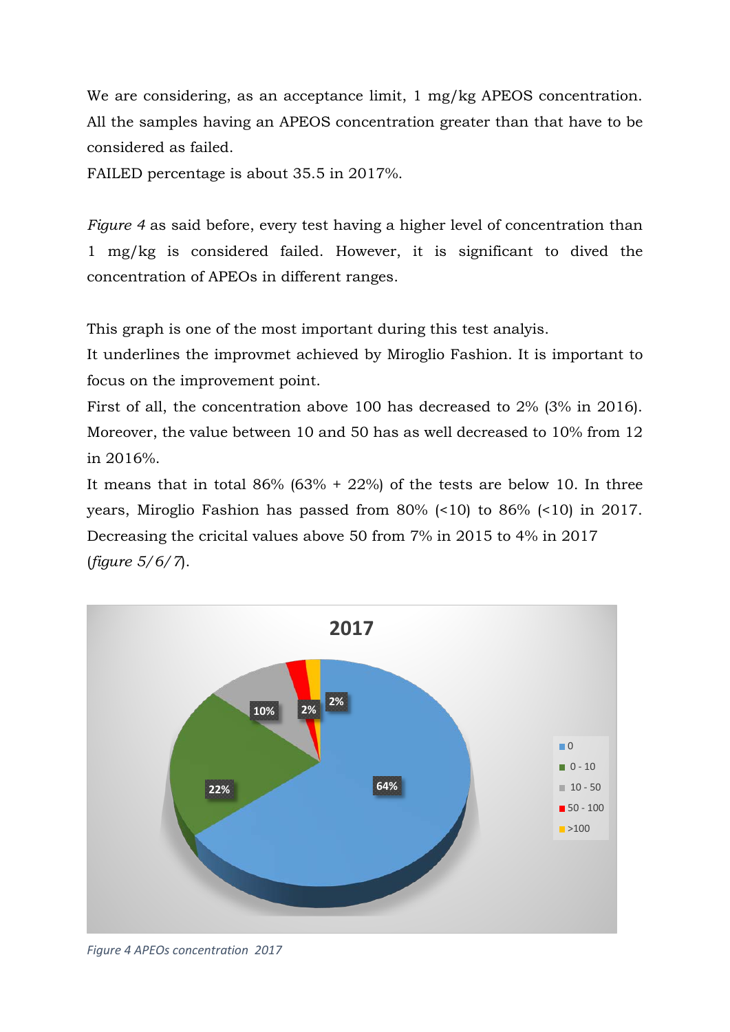We are considering, as an acceptance limit, 1 mg/kg APEOS concentration. All the samples having an APEOS concentration greater than that have to be considered as failed.

FAILED percentage is about 35.5 in 2017%.

*Figure 4* as said before, every test having a higher level of concentration than 1 mg/kg is considered failed. However, it is significant to dived the concentration of APEOs in different ranges.

This graph is one of the most important during this test analyis.

It underlines the improvmet achieved by Miroglio Fashion. It is important to focus on the improvement point.

First of all, the concentration above 100 has decreased to 2% (3% in 2016). Moreover, the value between 10 and 50 has as well decreased to 10% from 12 in 2016%.

It means that in total 86% (63% + 22%) of the tests are below 10. In three years, Miroglio Fashion has passed from 80% (<10) to 86% (<10) in 2017. Decreasing the cricital values above 50 from 7% in 2015 to 4% in 2017 (*figure 5/6/7*).

*Figure 4 APEOs concentration 2017*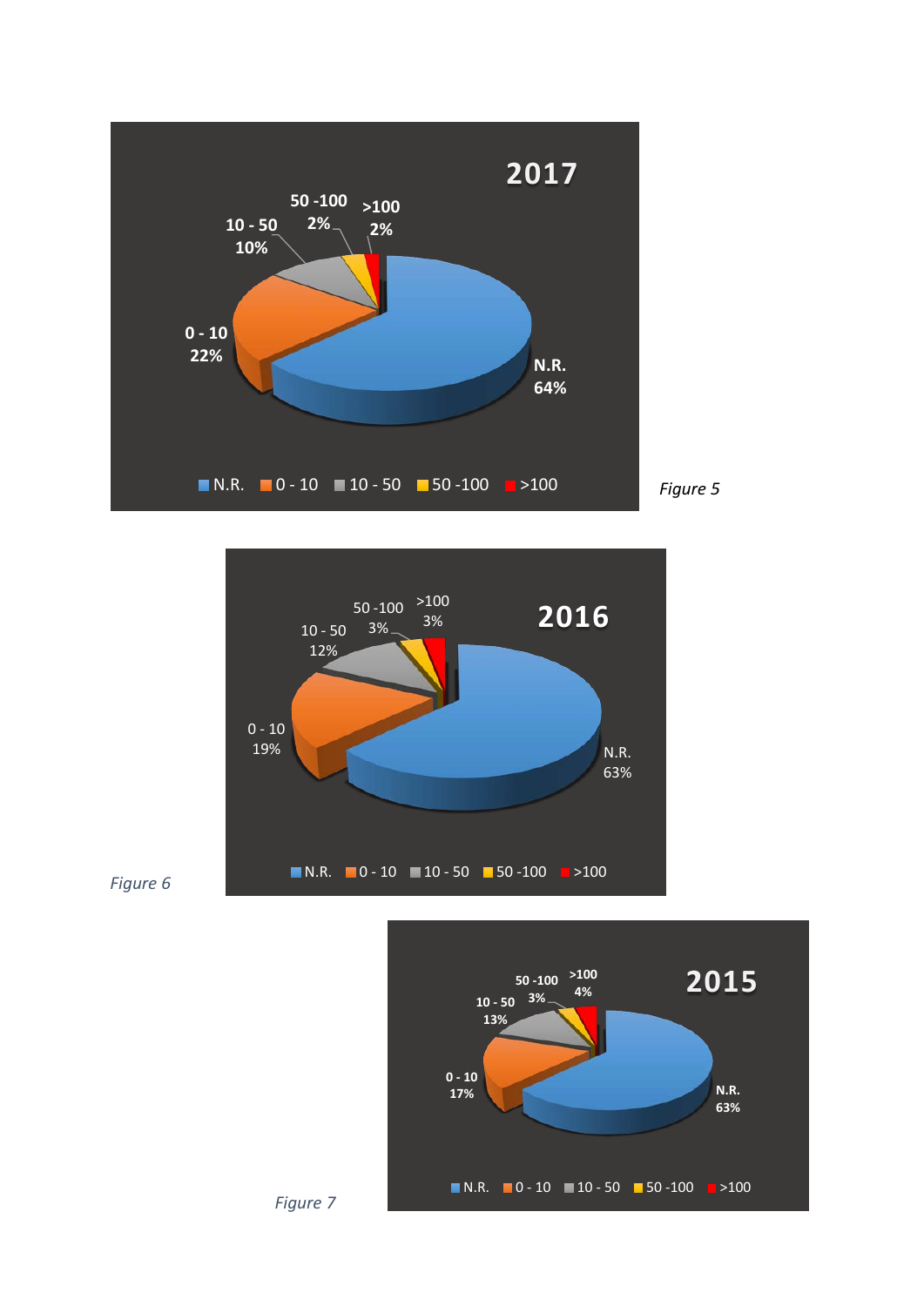**2017**

| Category | Percentage |
| --- | --- |
| N.R. | 64% |
| 0 - 10 | 22% |
| 10 - 50 | 10% |
| 50 -100 | 2% |
| >100 | 2% |

*Figure 5*

**2016**

| Category | Percentage |
| --- | --- |
| N.R. | 63% |
| 0 - 10 | 19% |
| 10 - 50 | 12% |
| 50 -100 | 3% |
| >100 | 3% |

*Figure 6*

**2015**

| Category | Percentage |
| --- | --- |
| N.R. | 63% |
| 0 - 10 | 17% |
| 10 - 50 | 13% |
| 50 -100 | 3% |
| >100 | 4% |

*Figure 7*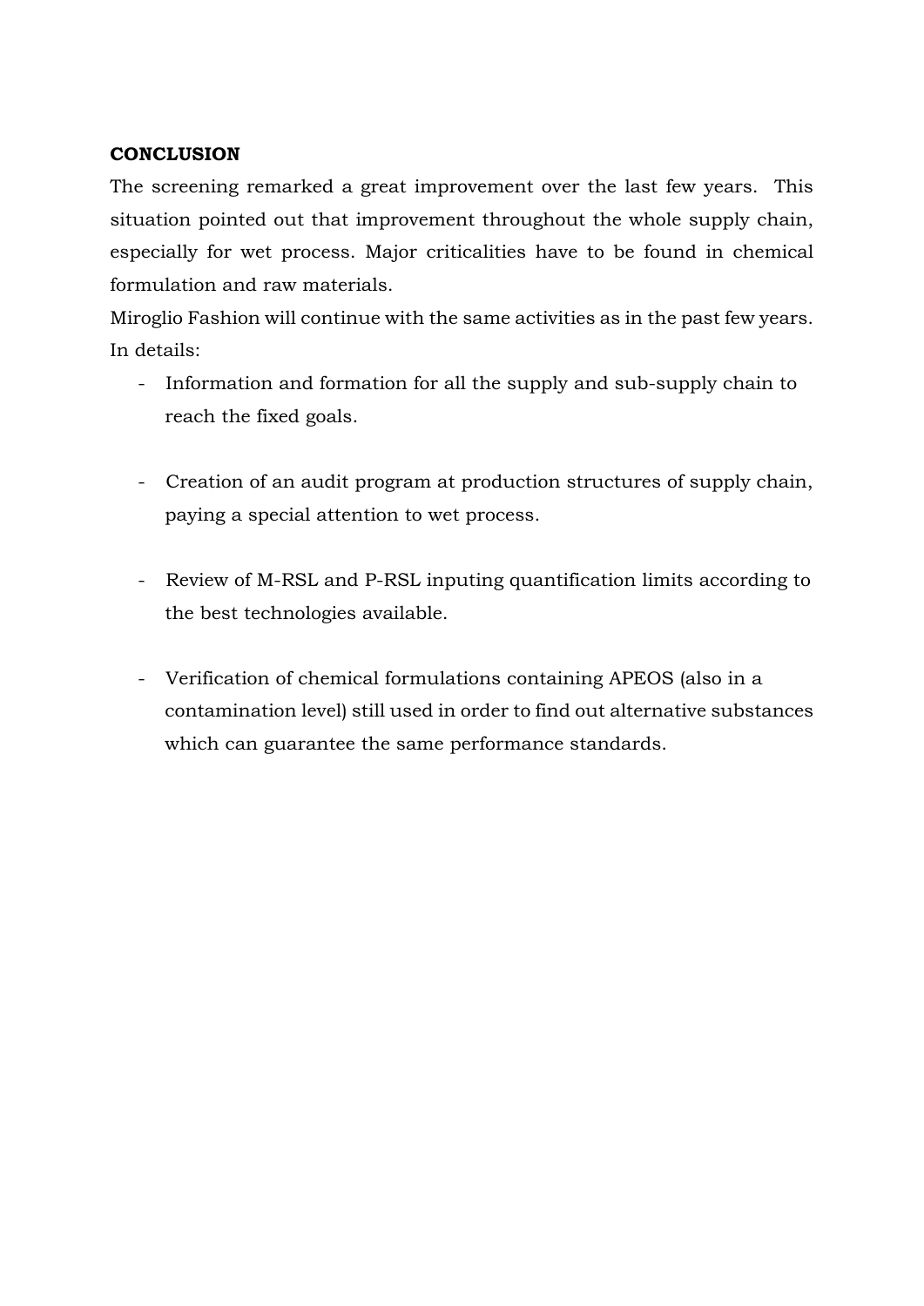**CONCLUSION**

The screening remarked a great improvement over the last few years. This situation pointed out that improvement throughout the whole supply chain, especially for wet process. Major criticalities have to be found in chemical formulation and raw materials.

Miroglio Fashion will continue with the same activities as in the past few years. In details:

- Information and formation for all the supply and sub-supply chain to reach the fixed goals.

- Creation of an audit program at production structures of supply chain, paying a special attention to wet process.

- Review of M-RSL and P-RSL inputing quantification limits according to the best technologies available.

- Verification of chemical formulations containing APEOS (also in a contamination level) still used in order to find out alternative substances which can guarantee the same performance standards.